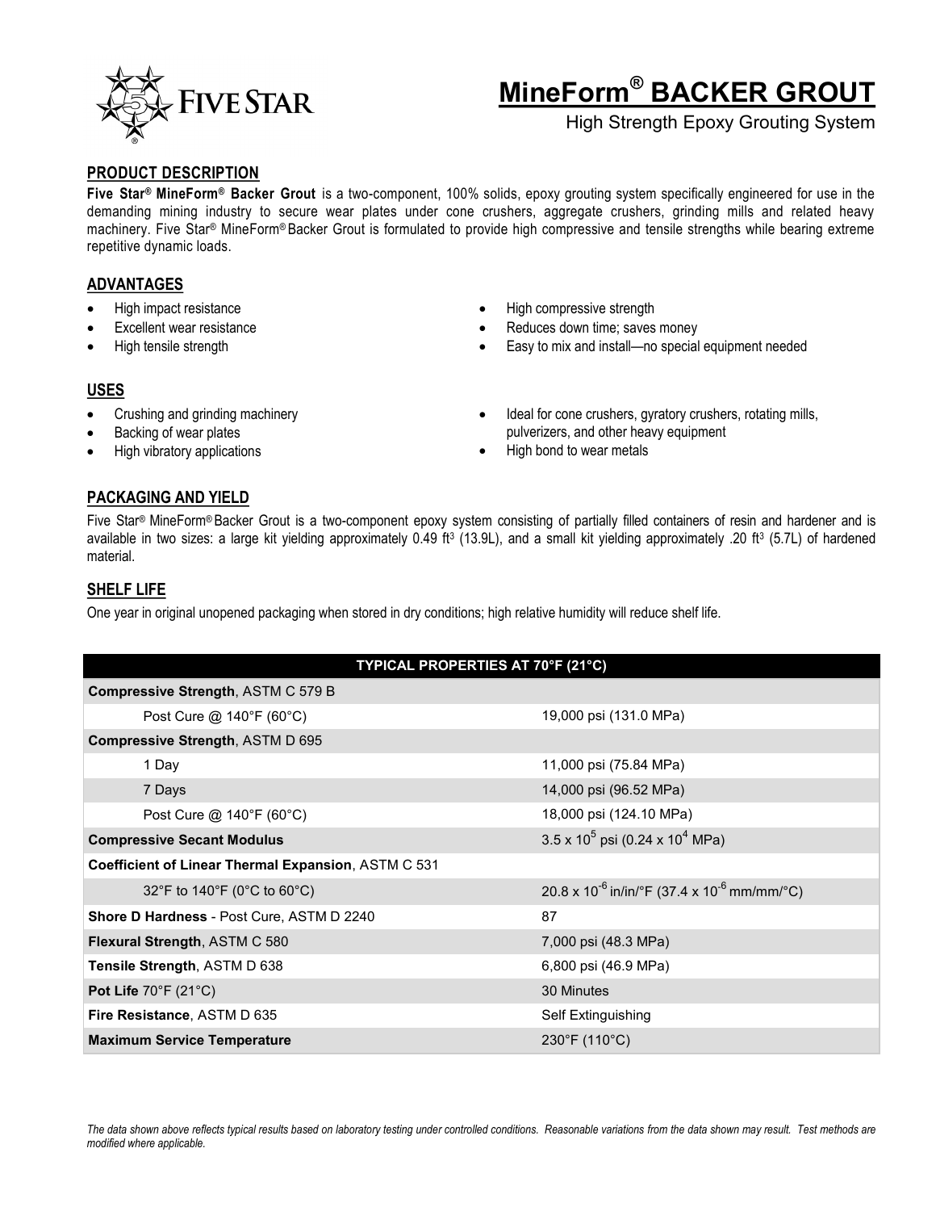# MineForm® BACKER GROUT

High Strength Epoxy Grouting System

## PRODUCT DESCRIPTION

**Five Star® MineForm® Backer Grout** is a two-component, 100% solids, epoxy grouting system specifically engineered for use in the demanding mining industry to secure wear plates under cone crushers, aggregate crushers, grinding mills and related heavy machinery. Five Star® MineForm® Backer Grout is formulated to provide high compressive and tensile strengths while bearing extreme repetitive dynamic loads.

## ADVANTAGES

- High impact resistance
- Excellent wear resistance
- High tensile strength
- High compressive strength
- Reduces down time; saves money
- Easy to mix and install—no special equipment needed

## USES

- Crushing and grinding machinery
- Backing of wear plates
- High vibratory applications
- Ideal for cone crushers, gyratory crushers, rotating mills, pulverizers, and other heavy equipment
- High bond to wear metals

## PACKAGING AND YIELD

Five Star® MineForm® Backer Grout is a two-component epoxy system consisting of partially filled containers of resin and hardener and is available in two sizes: a large kit yielding approximately 0.49 ft³ (13.9L), and a small kit yielding approximately .20 ft³ (5.7L) of hardened material.

## SHELF LIFE

One year in original unopened packaging when stored in dry conditions; high relative humidity will reduce shelf life.

| TYPICAL PROPERTIES AT 70°F (21°C) | |
|---|---|
| **Compressive Strength**, ASTM C 579 B | |
| Post Cure @ 140°F (60°C) | 19,000 psi (131.0 MPa) |
| **Compressive Strength**, ASTM D 695 | |
| 1 Day | 11,000 psi (75.84 MPa) |
| 7 Days | 14,000 psi (96.52 MPa) |
| Post Cure @ 140°F (60°C) | 18,000 psi (124.10 MPa) |
| **Compressive Secant Modulus** | $3.5 \times 10^5$ psi ($0.24 \times 10^4$ MPa) |
| **Coefficient of Linear Thermal Expansion**, ASTM C 531 | |
| 32°F to 140°F (0°C to 60°C) | $20.8 \times 10^{-6}$ in/in/°F ($37.4 \times 10^{-6}$ mm/mm/°C) |
| **Shore D Hardness** - Post Cure, ASTM D 2240 | 87 |
| **Flexural Strength**, ASTM C 580 | 7,000 psi (48.3 MPa) |
| **Tensile Strength**, ASTM D 638 | 6,800 psi (46.9 MPa) |
| **Pot Life** 70°F (21°C) | 30 Minutes |
| **Fire Resistance**, ASTM D 635 | Self Extinguishing |
| **Maximum Service Temperature** | 230°F (110°C) |

*The data shown above reflects typical results based on laboratory testing under controlled conditions. Reasonable variations from the data shown may result. Test methods are modified where applicable.*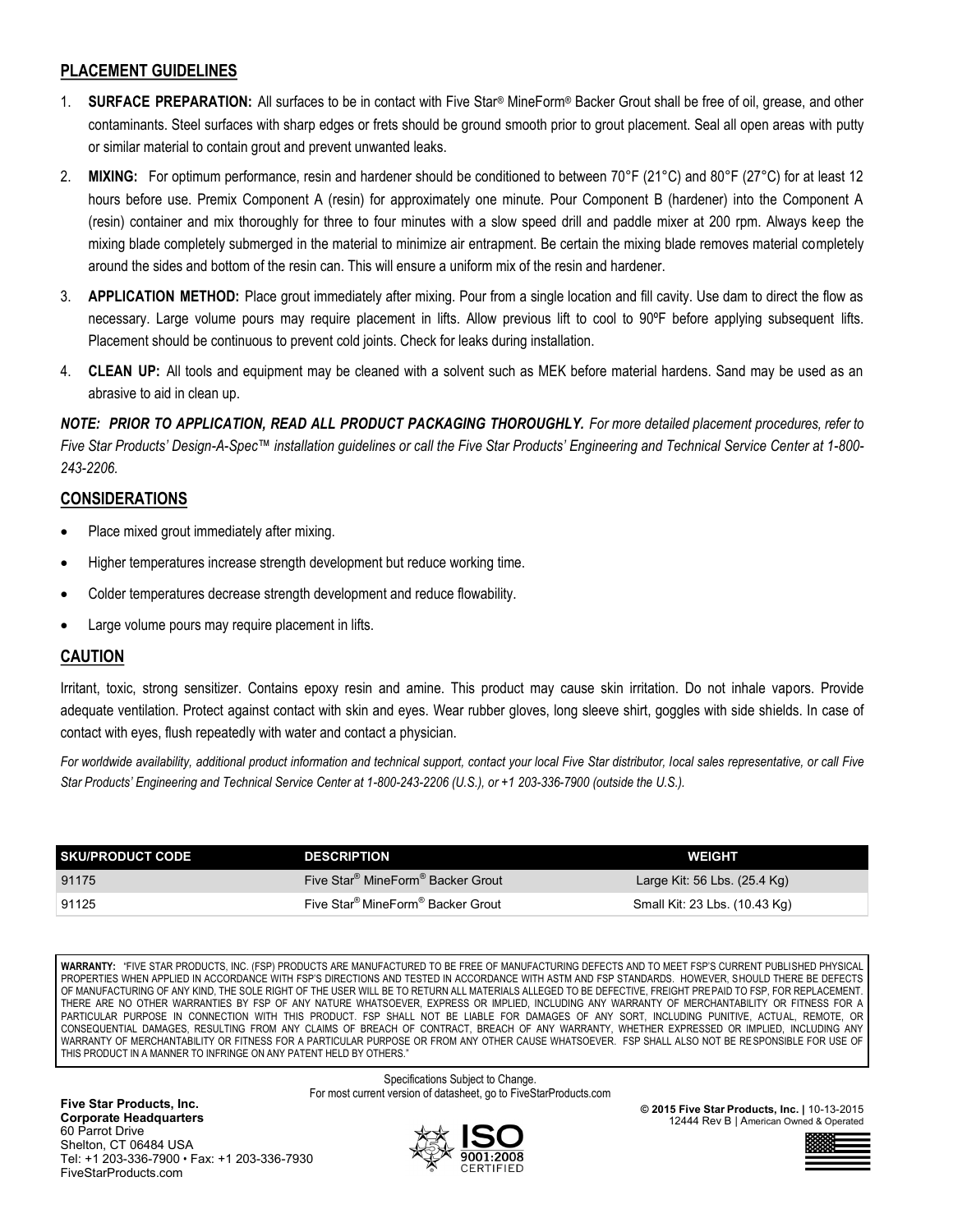## PLACEMENT GUIDELINES

1. **SURFACE PREPARATION:** All surfaces to be in contact with Five Star® MineForm® Backer Grout shall be free of oil, grease, and other contaminants. Steel surfaces with sharp edges or frets should be ground smooth prior to grout placement. Seal all open areas with putty or similar material to contain grout and prevent unwanted leaks.
2. **MIXING:** For optimum performance, resin and hardener should be conditioned to between 70°F (21°C) and 80°F (27°C) for at least 12 hours before use. Premix Component A (resin) for approximately one minute. Pour Component B (hardener) into the Component A (resin) container and mix thoroughly for three to four minutes with a slow speed drill and paddle mixer at 200 rpm. Always keep the mixing blade completely submerged in the material to minimize air entrapment. Be certain the mixing blade removes material completely around the sides and bottom of the resin can. This will ensure a uniform mix of the resin and hardener.
3. **APPLICATION METHOD:** Place grout immediately after mixing. Pour from a single location and fill cavity. Use dam to direct the flow as necessary. Large volume pours may require placement in lifts. Allow previous lift to cool to 90ºF before applying subsequent lifts. Placement should be continuous to prevent cold joints. Check for leaks during installation.
4. **CLEAN UP:** All tools and equipment may be cleaned with a solvent such as MEK before material hardens. Sand may be used as an abrasive to aid in clean up.

***NOTE: PRIOR TO APPLICATION, READ ALL PRODUCT PACKAGING THOROUGHLY.*** *For more detailed placement procedures, refer to Five Star Products' Design-A-Spec™ installation guidelines or call the Five Star Products' Engineering and Technical Service Center at 1-800-243-2206.*

## CONSIDERATIONS

- Place mixed grout immediately after mixing.
- Higher temperatures increase strength development but reduce working time.
- Colder temperatures decrease strength development and reduce flowability.
- Large volume pours may require placement in lifts.

## CAUTION

Irritant, toxic, strong sensitizer. Contains epoxy resin and amine. This product may cause skin irritation. Do not inhale vapors. Provide adequate ventilation. Protect against contact with skin and eyes. Wear rubber gloves, long sleeve shirt, goggles with side shields. In case of contact with eyes, flush repeatedly with water and contact a physician.

*For worldwide availability, additional product information and technical support, contact your local Five Star distributor, local sales representative, or call Five Star Products' Engineering and Technical Service Center at 1-800-243-2206 (U.S.), or +1 203-336-7900 (outside the U.S.).*

| SKU/PRODUCT CODE | DESCRIPTION | WEIGHT |
|---|---|---|
| 91175 | Five Star® MineForm® Backer Grout | Large Kit: 56 Lbs. (25.4 Kg) |
| 91125 | Five Star® MineForm® Backer Grout | Small Kit: 23 Lbs. (10.43 Kg) |

**WARRANTY:** "FIVE STAR PRODUCTS, INC. (FSP) PRODUCTS ARE MANUFACTURED TO BE FREE OF MANUFACTURING DEFECTS AND TO MEET FSP'S CURRENT PUBLISHED PHYSICAL PROPERTIES WHEN APPLIED IN ACCORDANCE WITH FSP'S DIRECTIONS AND TESTED IN ACCORDANCE WITH ASTM AND FSP STANDARDS. HOWEVER, SHOULD THERE BE DEFECTS OF MANUFACTURING OF ANY KIND, THE SOLE RIGHT OF THE USER WILL BE TO RETURN ALL MATERIALS ALLEGED TO BE DEFECTIVE, FREIGHT PREPAID TO FSP, FOR REPLACEMENT. THERE ARE NO OTHER WARRANTIES BY FSP OF ANY NATURE WHATSOEVER, EXPRESS OR IMPLIED, INCLUDING ANY WARRANTY OF MERCHANTABILITY OR FITNESS FOR A PARTICULAR PURPOSE IN CONNECTION WITH THIS PRODUCT. FSP SHALL NOT BE LIABLE FOR DAMAGES OF ANY SORT, INCLUDING PUNITIVE, ACTUAL, REMOTE, OR CONSEQUENTIAL DAMAGES, RESULTING FROM ANY CLAIMS OF BREACH OF CONTRACT, BREACH OF ANY WARRANTY, WHETHER EXPRESSED OR IMPLIED, INCLUDING ANY WARRANTY OF MERCHANTABILITY OR FITNESS FOR A PARTICULAR PURPOSE OR FROM ANY OTHER CAUSE WHATSOEVER. FSP SHALL ALSO NOT BE RESPONSIBLE FOR USE OF THIS PRODUCT IN A MANNER TO INFRINGE ON ANY PATENT HELD BY OTHERS."

Specifications Subject to Change.
For most current version of datasheet, go to FiveStarProducts.com

**Five Star Products, Inc.**
**Corporate Headquarters**
60 Parrot Drive
Shelton, CT 06484 USA
Tel: +1 203-336-7900 • Fax: +1 203-336-7930
FiveStarProducts.com

ISO 9001:2008 CERTIFIED

**© 2015 Five Star Products, Inc. |** 10-13-2015
12444 Rev B | American Owned & Operated